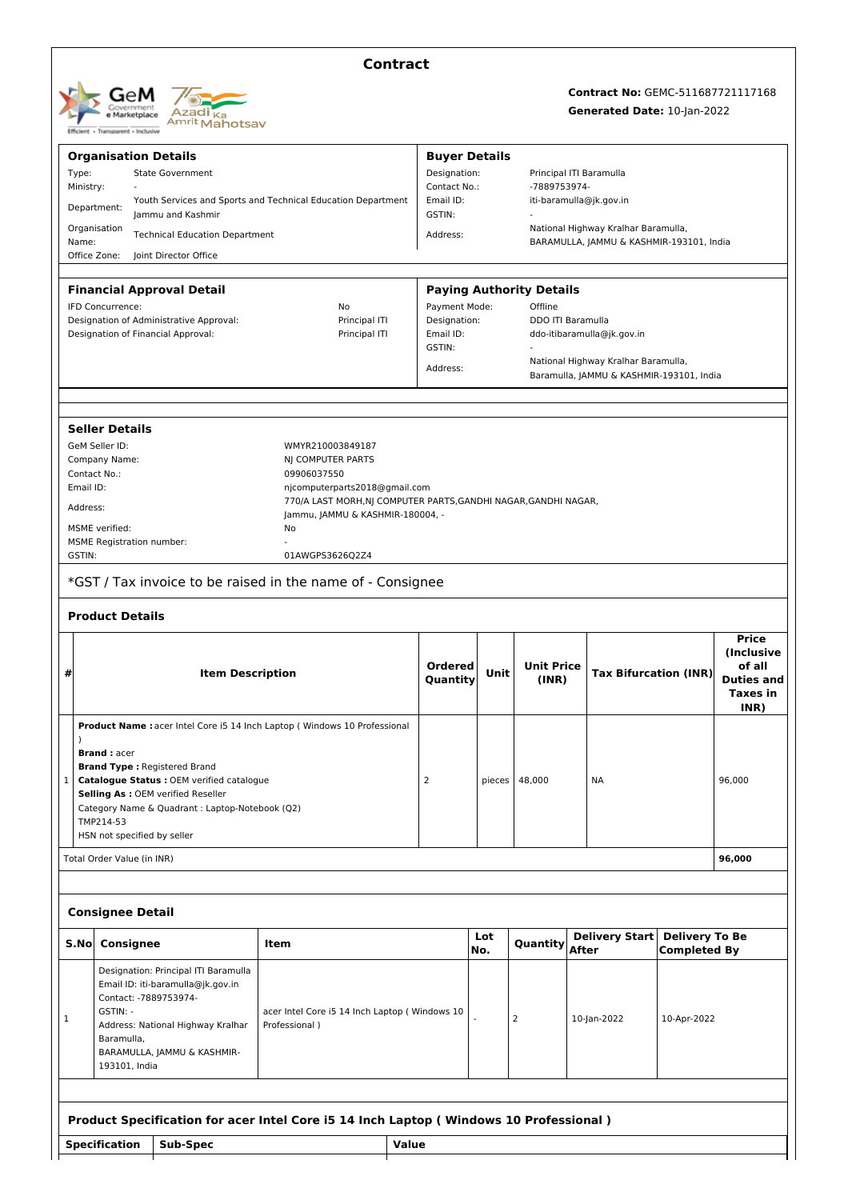# Contract

**Contract No:** GEMC-511687721117168
**Generated Date:** 10-Jan-2022

## Organisation Details

| | |
|---|---|
| Type: | State Government |
| Ministry: | - |
| Department: | Youth Services and Sports and Technical Education Department Jammu and Kashmir |
| Organisation Name: | Technical Education Department |
| Office Zone: | Joint Director Office |

## Buyer Details

| | |
|---|---|
| Designation: | Principal ITI Baramulla |
| Contact No.: | -7889753974- |
| Email ID: | iti-baramulla@jk.gov.in |
| GSTIN: | - |
| Address: | National Highway Kralhar Baramulla, BARAMULLA, JAMMU & KASHMIR-193101, India |

## Financial Approval Detail

| | |
|---|---|
| IFD Concurrence: | No |
| Designation of Administrative Approval: | Principal ITI |
| Designation of Financial Approval: | Principal ITI |

## Paying Authority Details

| | |
|---|---|
| Payment Mode: | Offline |
| Designation: | DDO ITI Baramulla |
| Email ID: | ddo-itibaramulla@jk.gov.in |
| GSTIN: | - |
| Address: | National Highway Kralhar Baramulla, Baramulla, JAMMU & KASHMIR-193101, India |

## Seller Details

| | |
|---|---|
| GeM Seller ID: | WMYR210003849187 |
| Company Name: | NJ COMPUTER PARTS |
| Contact No.: | 09906037550 |
| Email ID: | njcomputerparts2018@gmail.com |
| Address: | 770/A LAST MORH,NJ COMPUTER PARTS,GANDHI NAGAR,GANDHI NAGAR, Jammu, JAMMU & KASHMIR-180004, - |
| MSME verified: | No |
| MSME Registration number: | - |
| GSTIN: | 01AWGPS3626Q2Z4 |

*GST / Tax invoice to be raised in the name of - Consignee

## Product Details

| # | Item Description | Ordered Quantity | Unit | Unit Price (INR) | Tax Bifurcation (INR) | Price (Inclusive of all Duties and Taxes in INR) |
|---|---|---|---|---|---|---|
| 1 | **Product Name :** acer Intel Core i5 14 Inch Laptop ( Windows 10 Professional ) **Brand :** acer **Brand Type :** Registered Brand **Catalogue Status :** OEM verified catalogue **Selling As :** OEM verified Reseller Category Name & Quadrant : Laptop-Notebook (Q2) TMP214-53 HSN not specified by seller | 2 | pieces | 48,000 | NA | 96,000 |
| | Total Order Value (in INR) | | | | | **96,000** |

## Consignee Detail

| S.No | Consignee | Item | Lot No. | Quantity | Delivery Start After | Delivery To Be Completed By |
|---|---|---|---|---|---|---|
| 1 | Designation: Principal ITI Baramulla Email ID: iti-baramulla@jk.gov.in Contact: -7889753974- GSTIN: - Address: National Highway Kralhar Baramulla, BARAMULLA, JAMMU & KASHMIR-193101, India | acer Intel Core i5 14 Inch Laptop ( Windows 10 Professional ) | - | 2 | 10-Jan-2022 | 10-Apr-2022 |

## Product Specification for acer Intel Core i5 14 Inch Laptop ( Windows 10 Professional )

| Specification | Sub-Spec | Value |
|---|---|---|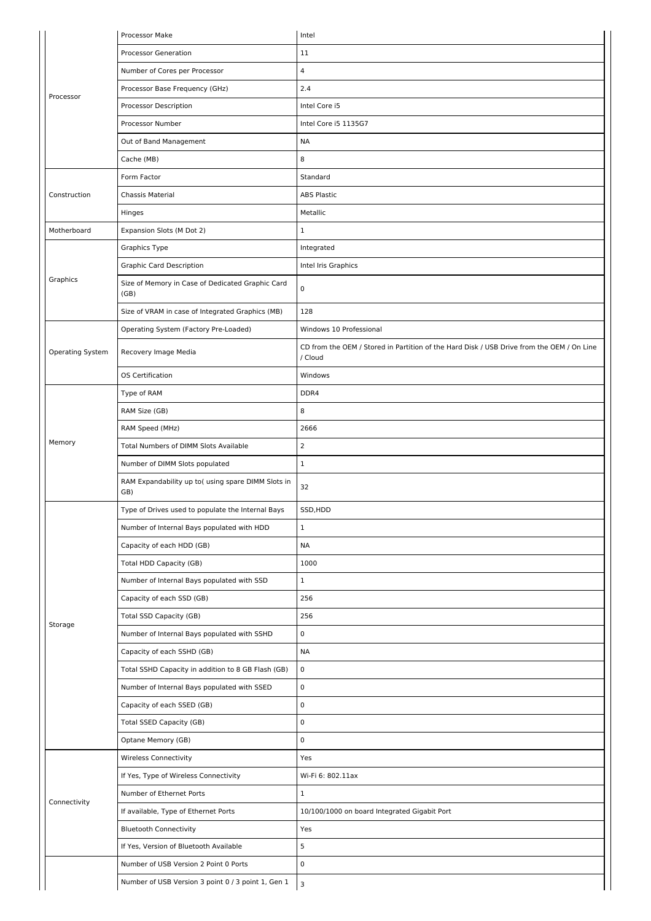| | | |
|---|---|---|
| Processor | Processor Make | Intel |
| | Processor Generation | 11 |
| | Number of Cores per Processor | 4 |
| | Processor Base Frequency (GHz) | 2.4 |
| | Processor Description | Intel Core i5 |
| | Processor Number | Intel Core i5 1135G7 |
| | Out of Band Management | NA |
| | Cache (MB) | 8 |
| Construction | Form Factor | Standard |
| | Chassis Material | ABS Plastic |
| | Hinges | Metallic |
| Motherboard | Expansion Slots (M Dot 2) | 1 |
| Graphics | Graphics Type | Integrated |
| | Graphic Card Description | Intel Iris Graphics |
| | Size of Memory in Case of Dedicated Graphic Card (GB) | 0 |
| | Size of VRAM in case of Integrated Graphics (MB) | 128 |
| Operating System | Operating System (Factory Pre-Loaded) | Windows 10 Professional |
| | Recovery Image Media | CD from the OEM / Stored in Partition of the Hard Disk / USB Drive from the OEM / On Line / Cloud |
| | OS Certification | Windows |
| Memory | Type of RAM | DDR4 |
| | RAM Size (GB) | 8 |
| | RAM Speed (MHz) | 2666 |
| | Total Numbers of DIMM Slots Available | 2 |
| | Number of DIMM Slots populated | 1 |
| | RAM Expandability up to( using spare DIMM Slots in GB) | 32 |
| Storage | Type of Drives used to populate the Internal Bays | SSD,HDD |
| | Number of Internal Bays populated with HDD | 1 |
| | Capacity of each HDD (GB) | NA |
| | Total HDD Capacity (GB) | 1000 |
| | Number of Internal Bays populated with SSD | 1 |
| | Capacity of each SSD (GB) | 256 |
| | Total SSD Capacity (GB) | 256 |
| | Number of Internal Bays populated with SSHD | 0 |
| | Capacity of each SSHD (GB) | NA |
| | Total SSHD Capacity in addition to 8 GB Flash (GB) | 0 |
| | Number of Internal Bays populated with SSED | 0 |
| | Capacity of each SSED (GB) | 0 |
| | Total SSED Capacity (GB) | 0 |
| | Optane Memory (GB) | 0 |
| Connectivity | Wireless Connectivity | Yes |
| | If Yes, Type of Wireless Connectivity | Wi-Fi 6: 802.11ax |
| | Number of Ethernet Ports | 1 |
| | If available, Type of Ethernet Ports | 10/100/1000 on board Integrated Gigabit Port |
| | Bluetooth Connectivity | Yes |
| | If Yes, Version of Bluetooth Available | 5 |
| | Number of USB Version 2 Point 0 Ports | 0 |
| | Number of USB Version 3 point 0 / 3 point 1, Gen 1 | 3 |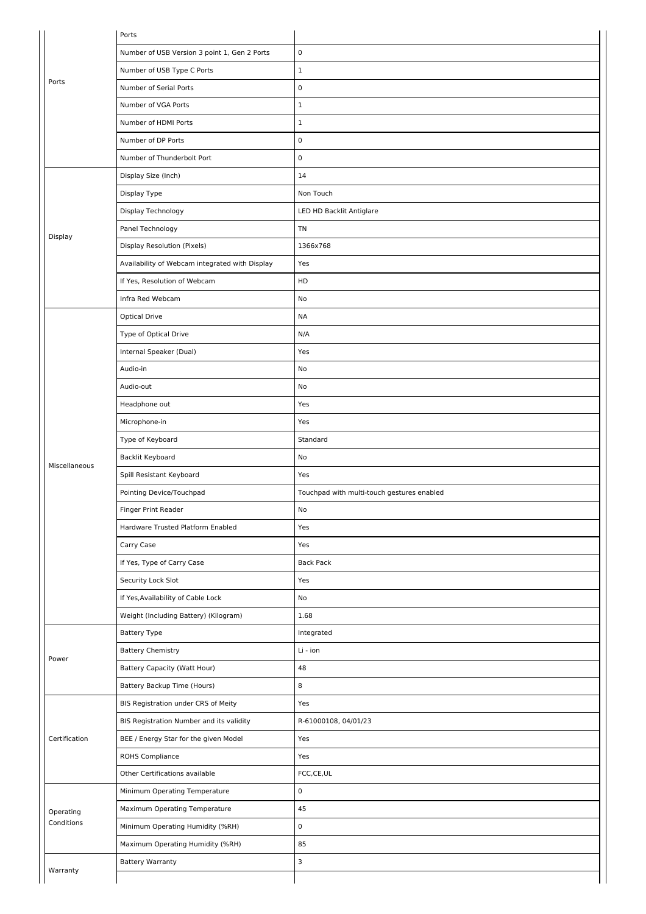| | | |
|---|---|---|
| Ports | Ports | |
| | Number of USB Version 3 point 1, Gen 2 Ports | 0 |
| | Number of USB Type C Ports | 1 |
| | Number of Serial Ports | 0 |
| | Number of VGA Ports | 1 |
| | Number of HDMI Ports | 1 |
| | Number of DP Ports | 0 |
| | Number of Thunderbolt Port | 0 |
| Display | Display Size (Inch) | 14 |
| | Display Type | Non Touch |
| | Display Technology | LED HD Backlit Antiglare |
| | Panel Technology | TN |
| | Display Resolution (Pixels) | 1366x768 |
| | Availability of Webcam integrated with Display | Yes |
| | If Yes, Resolution of Webcam | HD |
| | Infra Red Webcam | No |
| Miscellaneous | Optical Drive | NA |
| | Type of Optical Drive | N/A |
| | Internal Speaker (Dual) | Yes |
| | Audio-in | No |
| | Audio-out | No |
| | Headphone out | Yes |
| | Microphone-in | Yes |
| | Type of Keyboard | Standard |
| | Backlit Keyboard | No |
| | Spill Resistant Keyboard | Yes |
| | Pointing Device/Touchpad | Touchpad with multi-touch gestures enabled |
| | Finger Print Reader | No |
| | Hardware Trusted Platform Enabled | Yes |
| | Carry Case | Yes |
| | If Yes, Type of Carry Case | Back Pack |
| | Security Lock Slot | Yes |
| | If Yes,Availability of Cable Lock | No |
| | Weight (Including Battery) (Kilogram) | 1.68 |
| Power | Battery Type | Integrated |
| | Battery Chemistry | Li - ion |
| | Battery Capacity (Watt Hour) | 48 |
| | Battery Backup Time (Hours) | 8 |
| Certification | BIS Registration under CRS of Meity | Yes |
| | BIS Registration Number and its validity | R-61000108, 04/01/23 |
| | BEE / Energy Star for the given Model | Yes |
| | ROHS Compliance | Yes |
| | Other Certifications available | FCC,CE,UL |
| Operating Conditions | Minimum Operating Temperature | 0 |
| | Maximum Operating Temperature | 45 |
| | Minimum Operating Humidity (%RH) | 0 |
| | Maximum Operating Humidity (%RH) | 85 |
| Warranty | Battery Warranty | 3 |
| | | |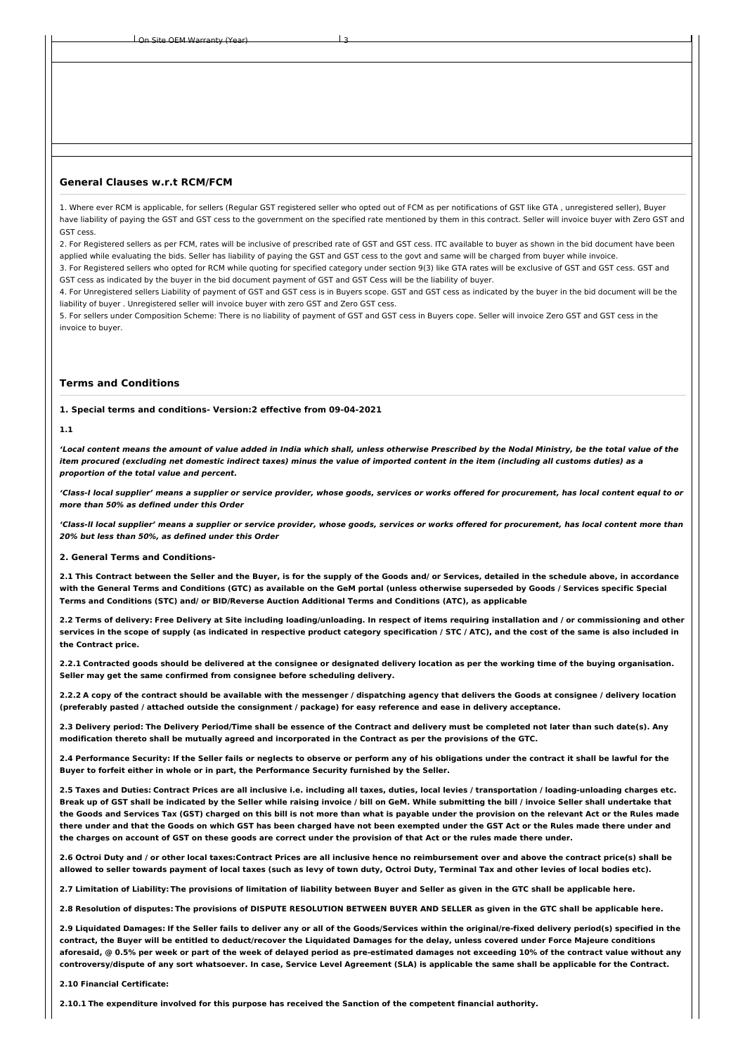| On Site OEM Warranty (Year) | 3 |
|---|---|

## General Clauses w.r.t RCM/FCM

1. Where ever RCM is applicable, for sellers (Regular GST registered seller who opted out of FCM as per notifications of GST like GTA , unregistered seller), Buyer have liability of paying the GST and GST cess to the government on the specified rate mentioned by them in this contract. Seller will invoice buyer with Zero GST and GST cess.
2. For Registered sellers as per FCM, rates will be inclusive of prescribed rate of GST and GST cess. ITC available to buyer as shown in the bid document have been applied while evaluating the bids. Seller has liability of paying the GST and GST cess to the govt and same will be charged from buyer while invoice.
3. For Registered sellers who opted for RCM while quoting for specified category under section 9(3) like GTA rates will be exclusive of GST and GST cess. GST and GST cess as indicated by the buyer in the bid document payment of GST and GST Cess will be the liability of buyer.
4. For Unregistered sellers Liability of payment of GST and GST cess is in Buyers scope. GST and GST cess as indicated by the buyer in the bid document will be the liability of buyer . Unregistered seller will invoice buyer with zero GST and Zero GST cess.
5. For sellers under Composition Scheme: There is no liability of payment of GST and GST cess in Buyers cope. Seller will invoice Zero GST and GST cess in the invoice to buyer.

## Terms and Conditions

**1. Special terms and conditions- Version:2 effective from 09-04-2021**

**1.1**

***'Local content means the amount of value added in India which shall, unless otherwise Prescribed by the Nodal Ministry, be the total value of the item procured (excluding net domestic indirect taxes) minus the value of imported content in the item (including all customs duties) as a proportion of the total value and percent.***

***'Class-I local supplier' means a supplier or service provider, whose goods, services or works offered for procurement, has local content equal to or more than 50% as defined under this Order***

***'Class-II local supplier' means a supplier or service provider, whose goods, services or works offered for procurement, has local content more than 20% but less than 50%, as defined under this Order***

**2. General Terms and Conditions-**

**2.1 This Contract between the Seller and the Buyer, is for the supply of the Goods and/ or Services, detailed in the schedule above, in accordance with the General Terms and Conditions (GTC) as available on the GeM portal (unless otherwise superseded by Goods / Services specific Special Terms and Conditions (STC) and/ or BID/Reverse Auction Additional Terms and Conditions (ATC), as applicable**

**2.2 Terms of delivery: Free Delivery at Site including loading/unloading. In respect of items requiring installation and / or commissioning and other services in the scope of supply (as indicated in respective product category specification / STC / ATC), and the cost of the same is also included in the Contract price.**

**2.2.1 Contracted goods should be delivered at the consignee or designated delivery location as per the working time of the buying organisation. Seller may get the same confirmed from consignee before scheduling delivery.**

**2.2.2 A copy of the contract should be available with the messenger / dispatching agency that delivers the Goods at consignee / delivery location (preferably pasted / attached outside the consignment / package) for easy reference and ease in delivery acceptance.**

**2.3 Delivery period: The Delivery Period/Time shall be essence of the Contract and delivery must be completed not later than such date(s). Any modification thereto shall be mutually agreed and incorporated in the Contract as per the provisions of the GTC.**

**2.4 Performance Security: If the Seller fails or neglects to observe or perform any of his obligations under the contract it shall be lawful for the Buyer to forfeit either in whole or in part, the Performance Security furnished by the Seller.**

**2.5 Taxes and Duties: Contract Prices are all inclusive i.e. including all taxes, duties, local levies / transportation / loading-unloading charges etc. Break up of GST shall be indicated by the Seller while raising invoice / bill on GeM. While submitting the bill / invoice Seller shall undertake that the Goods and Services Tax (GST) charged on this bill is not more than what is payable under the provision on the relevant Act or the Rules made there under and that the Goods on which GST has been charged have not been exempted under the GST Act or the Rules made there under and the charges on account of GST on these goods are correct under the provision of that Act or the rules made there under.**

**2.6 Octroi Duty and / or other local taxes:Contract Prices are all inclusive hence no reimbursement over and above the contract price(s) shall be allowed to seller towards payment of local taxes (such as levy of town duty, Octroi Duty, Terminal Tax and other levies of local bodies etc).**

**2.7 Limitation of Liability: The provisions of limitation of liability between Buyer and Seller as given in the GTC shall be applicable here.**

**2.8 Resolution of disputes: The provisions of DISPUTE RESOLUTION BETWEEN BUYER AND SELLER as given in the GTC shall be applicable here.**

**2.9 Liquidated Damages: If the Seller fails to deliver any or all of the Goods/Services within the original/re-fixed delivery period(s) specified in the contract, the Buyer will be entitled to deduct/recover the Liquidated Damages for the delay, unless covered under Force Majeure conditions aforesaid, @ 0.5% per week or part of the week of delayed period as pre-estimated damages not exceeding 10% of the contract value without any controversy/dispute of any sort whatsoever. In case, Service Level Agreement (SLA) is applicable the same shall be applicable for the Contract.**

**2.10 Financial Certificate:**

**2.10.1 The expenditure involved for this purpose has received the Sanction of the competent financial authority.**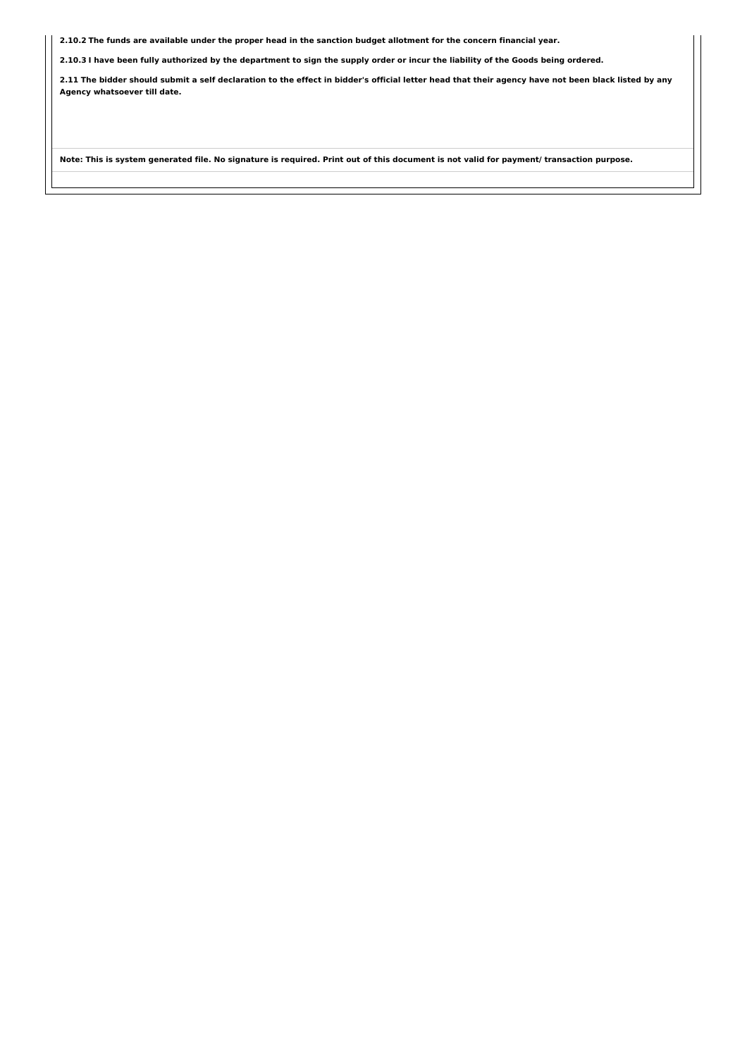**2.10.2 The funds are available under the proper head in the sanction budget allotment for the concern financial year.**

**2.10.3 I have been fully authorized by the department to sign the supply order or incur the liability of the Goods being ordered.**

**2.11 The bidder should submit a self declaration to the effect in bidder's official letter head that their agency have not been black listed by any Agency whatsoever till date.**

**Note: This is system generated file. No signature is required. Print out of this document is not valid for payment/ transaction purpose.**